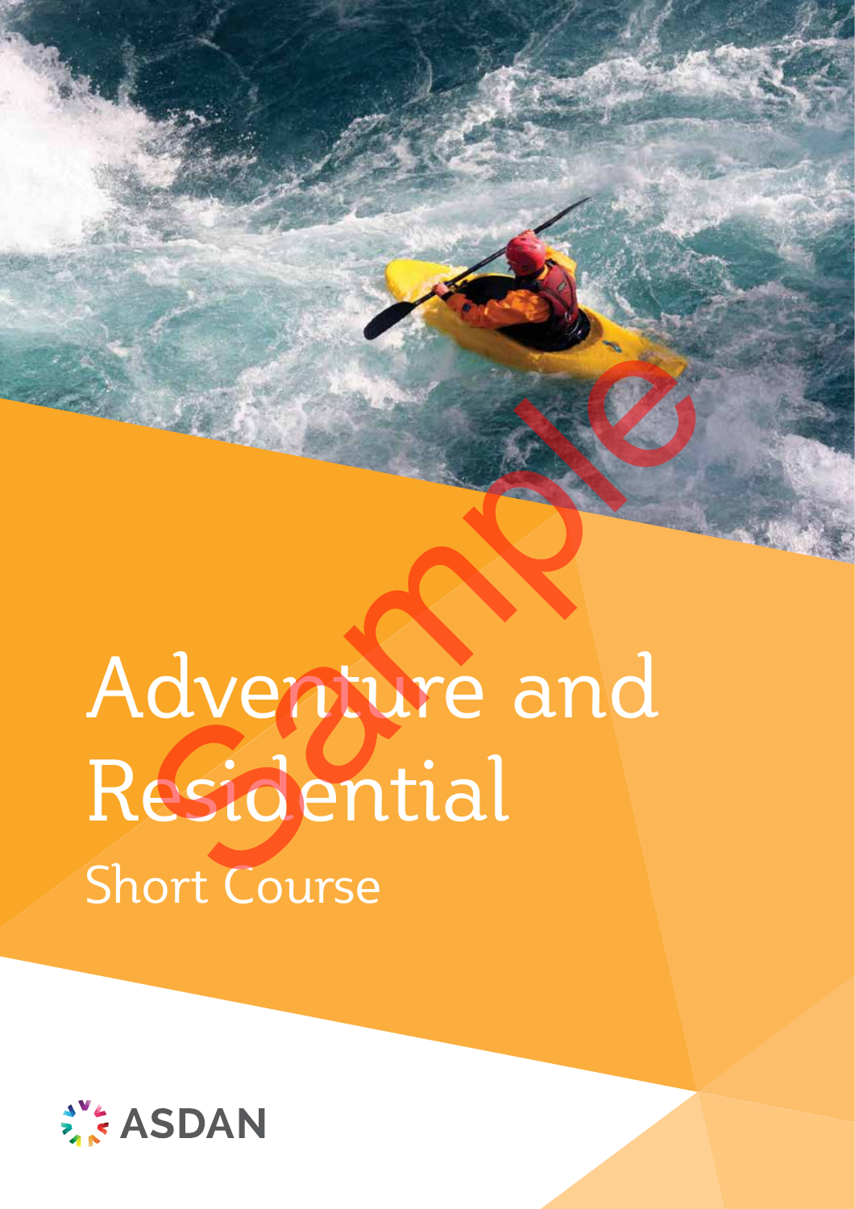# Adventure and Residential

## Short Course

ASDAN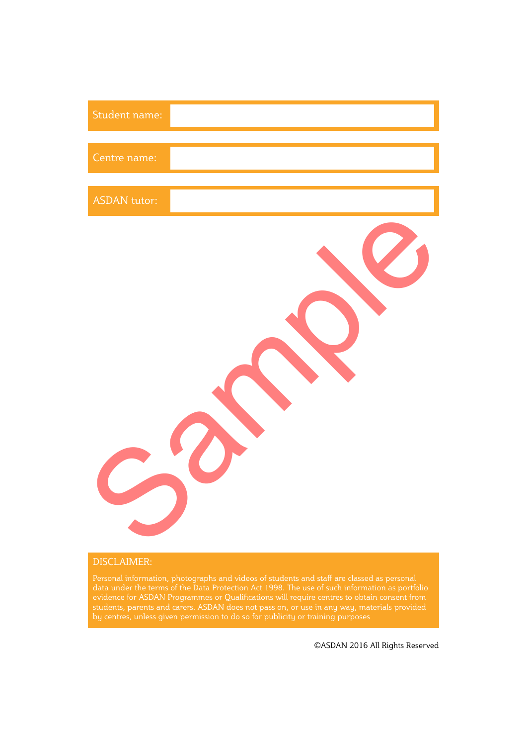| Student name: | |
|---|---|

| Centre name: | |
|---|---|

| ASDAN tutor: | |
|---|---|

Sample

DISCLAIMER:

Personal information, photographs and videos of students and staff are classed as personal data under the terms of the Data Protection Act 1998. The use of such information as portfolio evidence for ASDAN Programmes or Qualifications will require centres to obtain consent from students, parents and carers. ASDAN does not pass on, or use in any way, materials provided by centres, unless given permission to do so for publicity or training purposes

©ASDAN 2016 All Rights Reserved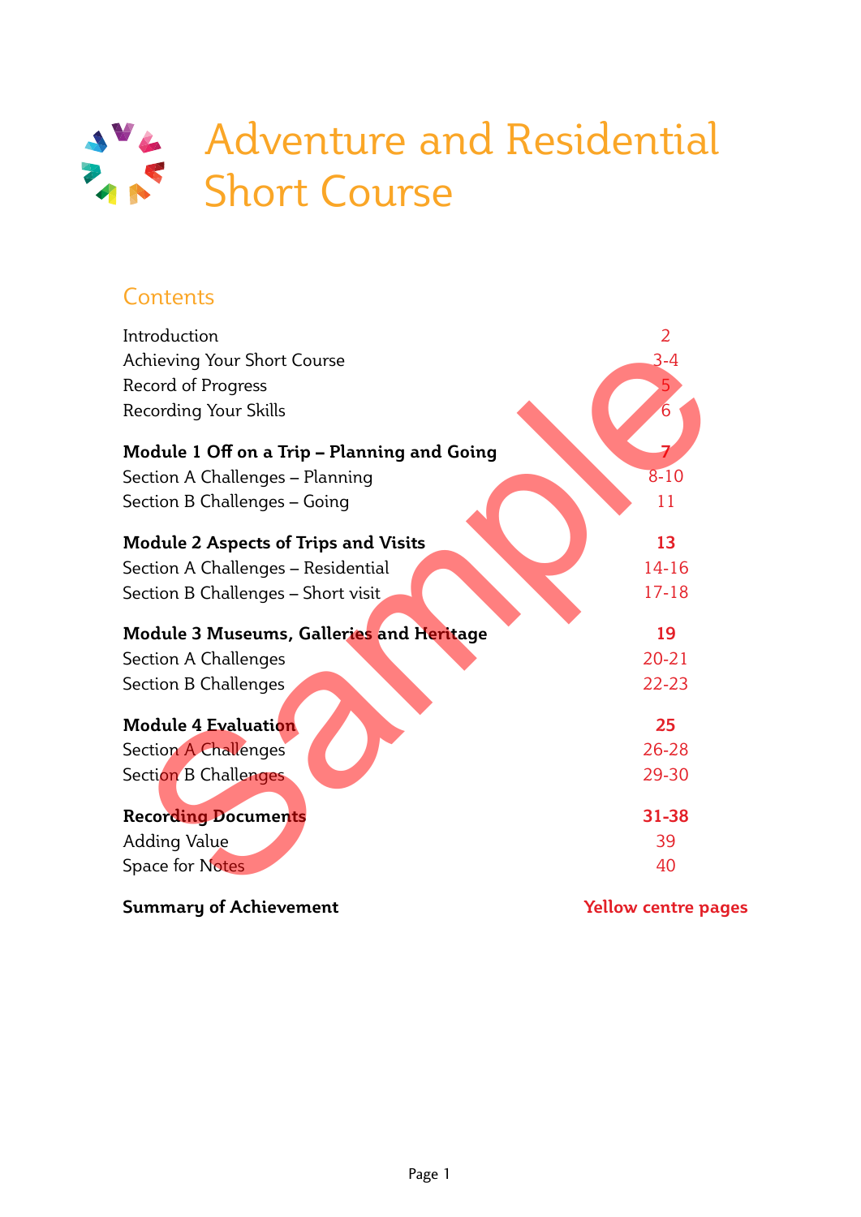# Adventure and Residential Short Course

## Contents

| | |
|---|---|
| Introduction | 2 |
| Achieving Your Short Course | 3-4 |
| Record of Progress | 5 |
| Recording Your Skills | 6 |
| **Module 1 Off on a Trip – Planning and Going** | **7** |
| Section A Challenges – Planning | 8-10 |
| Section B Challenges – Going | 11 |
| **Module 2 Aspects of Trips and Visits** | **13** |
| Section A Challenges – Residential | 14-16 |
| Section B Challenges – Short visit | 17-18 |
| **Module 3 Museums, Galleries and Heritage** | **19** |
| Section A Challenges | 20-21 |
| Section B Challenges | 22-23 |
| **Module 4 Evaluation** | **25** |
| Section A Challenges | 26-28 |
| Section B Challenges | 29-30 |
| **Recording Documents** | **31-38** |
| Adding Value | 39 |
| Space for Notes | 40 |
| **Summary of Achievement** | **Yellow centre pages** |

Sample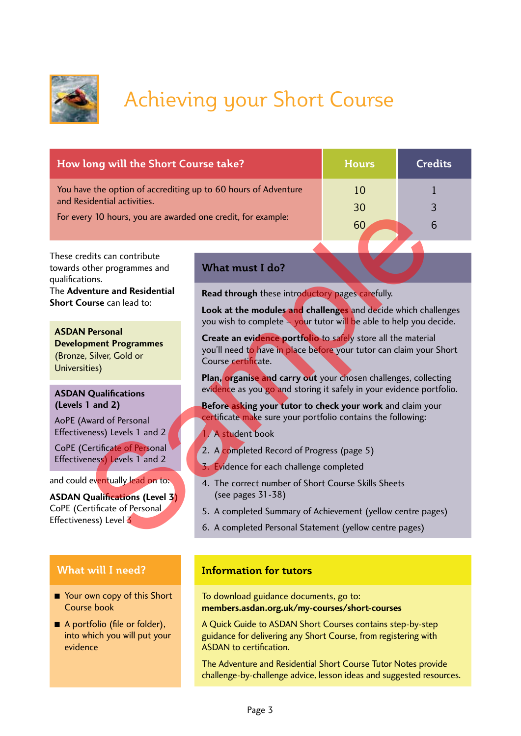# Achieving your Short Course

| How long will the Short Course take? | Hours | Credits |
|---|---|---|
| You have the option of accrediting up to 60 hours of Adventure and Residential activities. For every 10 hours, you are awarded one credit, for example: | 10 | 1 |
| | 30 | 3 |
| | 60 | 6 |

These credits can contribute towards other programmes and qualifications.
The **Adventure and Residential Short Course** can lead to:

**ASDAN Personal Development Programmes** (Bronze, Silver, Gold or Universities)

**ASDAN Qualifications (Levels 1 and 2)**

AoPE (Award of Personal Effectiveness) Levels 1 and 2

CoPE (Certificate of Personal Effectiveness) Levels 1 and 2

and could eventually lead on to:

**ASDAN Qualifications (Level 3)**
CoPE (Certificate of Personal Effectiveness) Level 3

## What must I do?

**Read through** these introductory pages carefully.

**Look at the modules and challenges** and decide which challenges you wish to complete – your tutor will be able to help you decide.

**Create an evidence portfolio** to safely store all the material you'll need to have in place before your tutor can claim your Short Course certificate.

**Plan, organise and carry out** your chosen challenges, collecting evidence as you go and storing it safely in your evidence portfolio.

**Before asking your tutor to check your work** and claim your certificate make sure your portfolio contains the following:

1. A student book
2. A completed Record of Progress (page 5)
3. Evidence for each challenge completed
4. The correct number of Short Course Skills Sheets (see pages 31-38)
5. A completed Summary of Achievement (yellow centre pages)
6. A completed Personal Statement (yellow centre pages)

## What will I need?

- Your own copy of this Short Course book
- A portfolio (file or folder), into which you will put your evidence

## Information for tutors

To download guidance documents, go to:
**members.asdan.org.uk/my-courses/short-courses**

A Quick Guide to ASDAN Short Courses contains step-by-step guidance for delivering any Short Course, from registering with ASDAN to certification.

The Adventure and Residential Short Course Tutor Notes provide challenge-by-challenge advice, lesson ideas and suggested resources.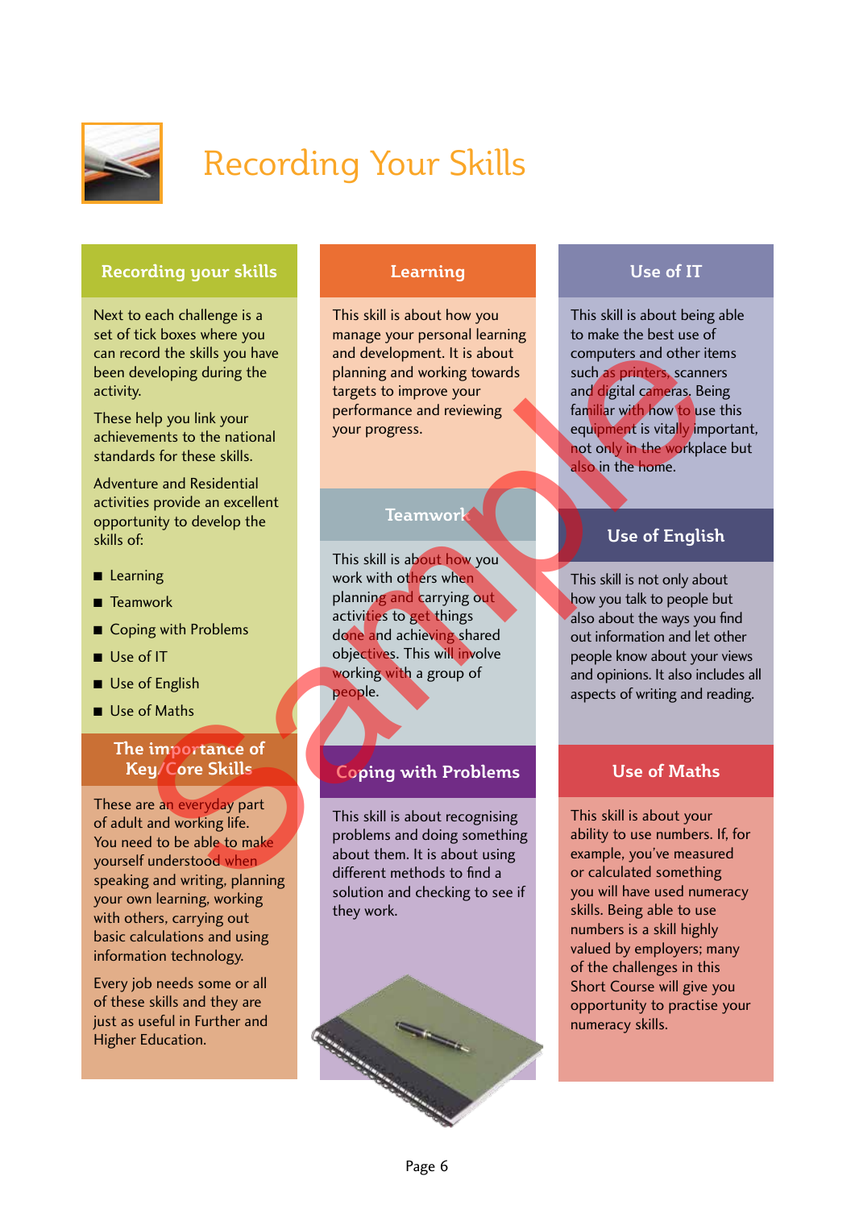# Recording Your Skills

## Recording your skills

Next to each challenge is a set of tick boxes where you can record the skills you have been developing during the activity.

These help you link your achievements to the national standards for these skills.

Adventure and Residential activities provide an excellent opportunity to develop the skills of:

- Learning
- Teamwork
- Coping with Problems
- Use of IT
- Use of English
- Use of Maths

## The importance of Key/Core Skills

These are an everyday part of adult and working life. You need to be able to make yourself understood when speaking and writing, planning your own learning, working with others, carrying out basic calculations and using information technology.

Every job needs some or all of these skills and they are just as useful in Further and Higher Education.

## Learning

This skill is about how you manage your personal learning and development. It is about planning and working towards targets to improve your performance and reviewing your progress.

## Teamwork

This skill is about how you work with others when planning and carrying out activities to get things done and achieving shared objectives. This will involve working with a group of people.

## Coping with Problems

This skill is about recognising problems and doing something about them. It is about using different methods to find a solution and checking to see if they work.

## Use of IT

This skill is about being able to make the best use of computers and other items such as printers, scanners and digital cameras. Being familiar with how to use this equipment is vitally important, not only in the workplace but also in the home.

## Use of English

This skill is not only about how you talk to people but also about the ways you find out information and let other people know about your views and opinions. It also includes all aspects of writing and reading.

## Use of Maths

This skill is about your ability to use numbers. If, for example, you've measured or calculated something you will have used numeracy skills. Being able to use numbers is a skill highly valued by employers; many of the challenges in this Short Course will give you opportunity to practise your numeracy skills.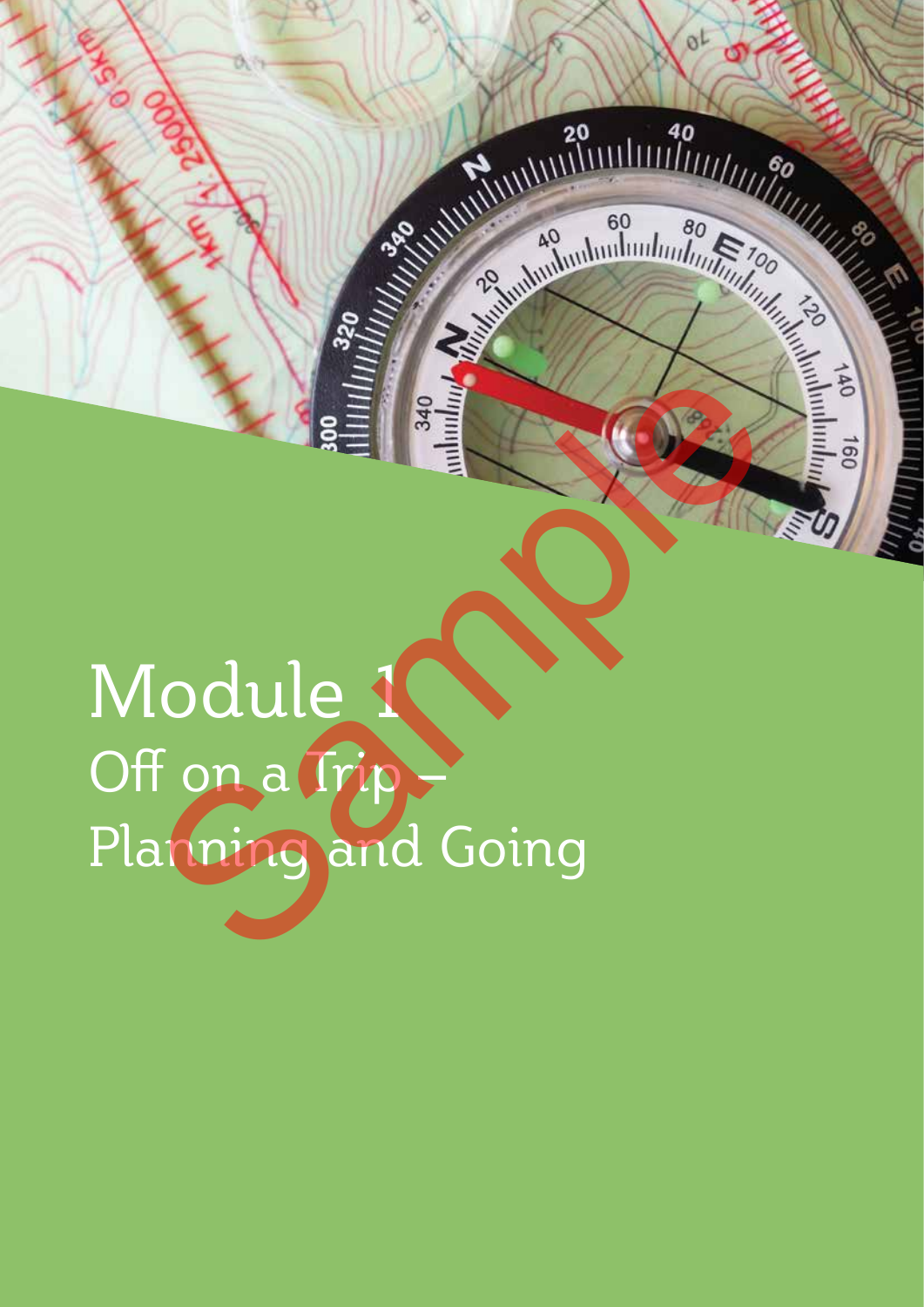# Module 1

## Off on a Trip – Planning and Going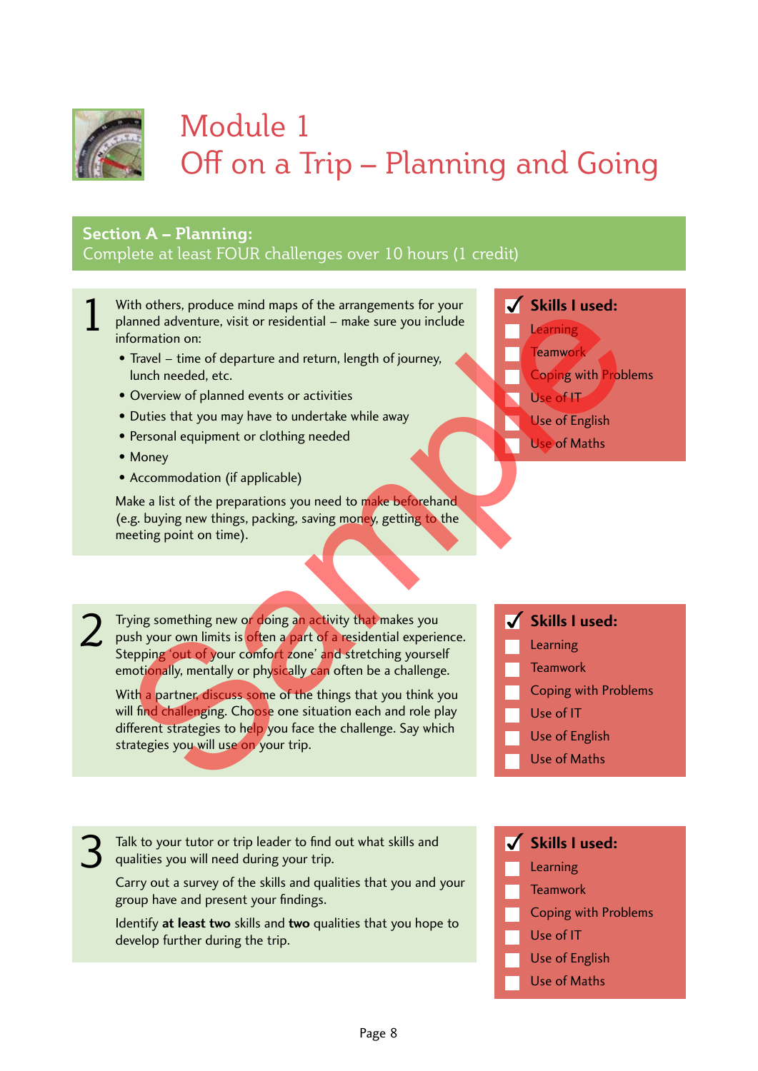# Module 1
# Off on a Trip – Planning and Going

## Section A – Planning:
Complete at least FOUR challenges over 10 hours (1 credit)

**1** With others, produce mind maps of the arrangements for your planned adventure, visit or residential – make sure you include information on:

- Travel – time of departure and return, length of journey, lunch needed, etc.
- Overview of planned events or activities
- Duties that you may have to undertake while away
- Personal equipment or clothing needed
- Money
- Accommodation (if applicable)

Make a list of the preparations you need to make beforehand (e.g. buying new things, packing, saving money, getting to the meeting point on time).

**✓ Skills I used:**

- ☐ Learning
- ☐ Teamwork
- ☐ Coping with Problems
- ☐ Use of IT
- ☐ Use of English
- ☐ Use of Maths

**2** Trying something new or doing an activity that makes you push your own limits is often a part of a residential experience. Stepping 'out of your comfort zone' and stretching yourself emotionally, mentally or physically can often be a challenge.

With a partner, discuss some of the things that you think you will find challenging. Choose one situation each and role play different strategies to help you face the challenge. Say which strategies you will use on your trip.

**✓ Skills I used:**

- ☐ Learning
- ☐ Teamwork
- ☐ Coping with Problems
- ☐ Use of IT
- ☐ Use of English
- ☐ Use of Maths

**3** Talk to your tutor or trip leader to find out what skills and qualities you will need during your trip.

Carry out a survey of the skills and qualities that you and your group have and present your findings.

Identify **at least two** skills and **two** qualities that you hope to develop further during the trip.

**✓ Skills I used:**

- ☐ Learning
- ☐ Teamwork
- ☐ Coping with Problems
- ☐ Use of IT
- ☐ Use of English
- ☐ Use of Maths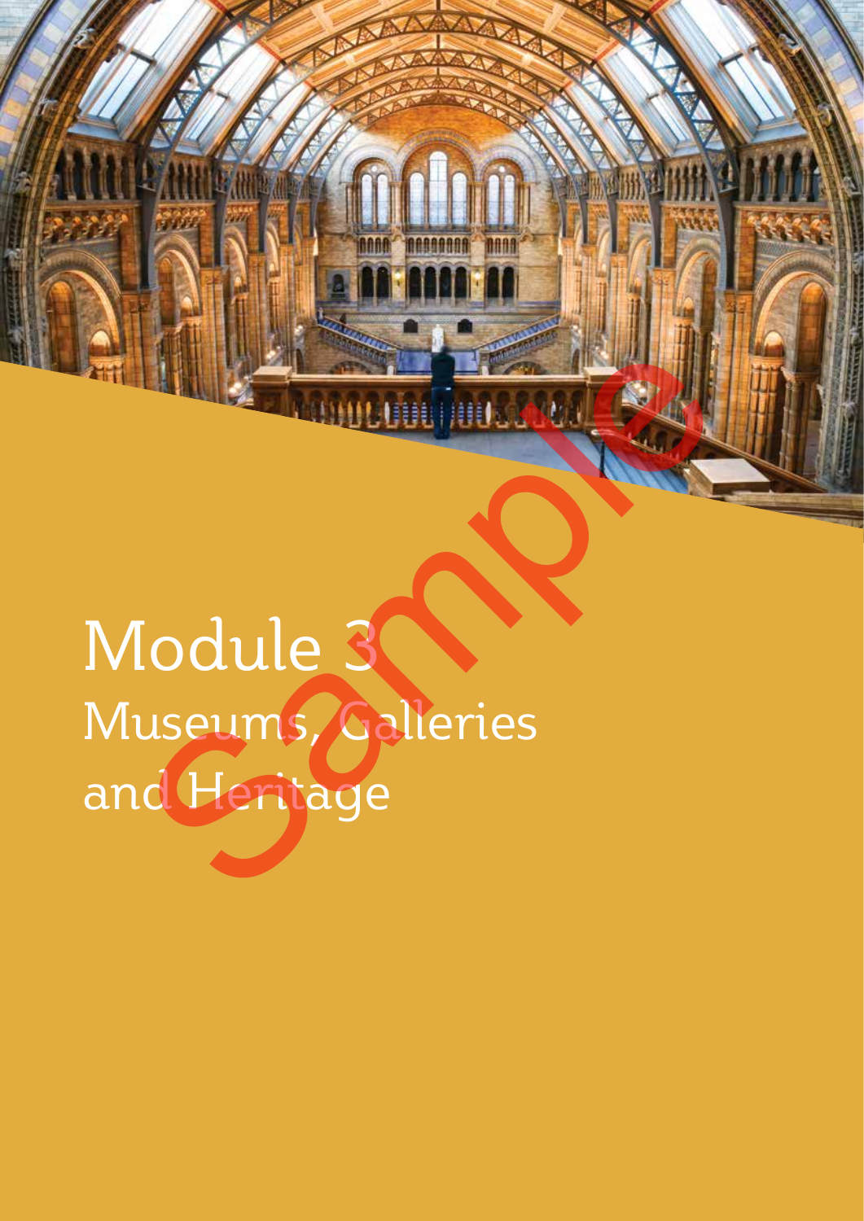# Module 3

## Museums, Galleries and Heritage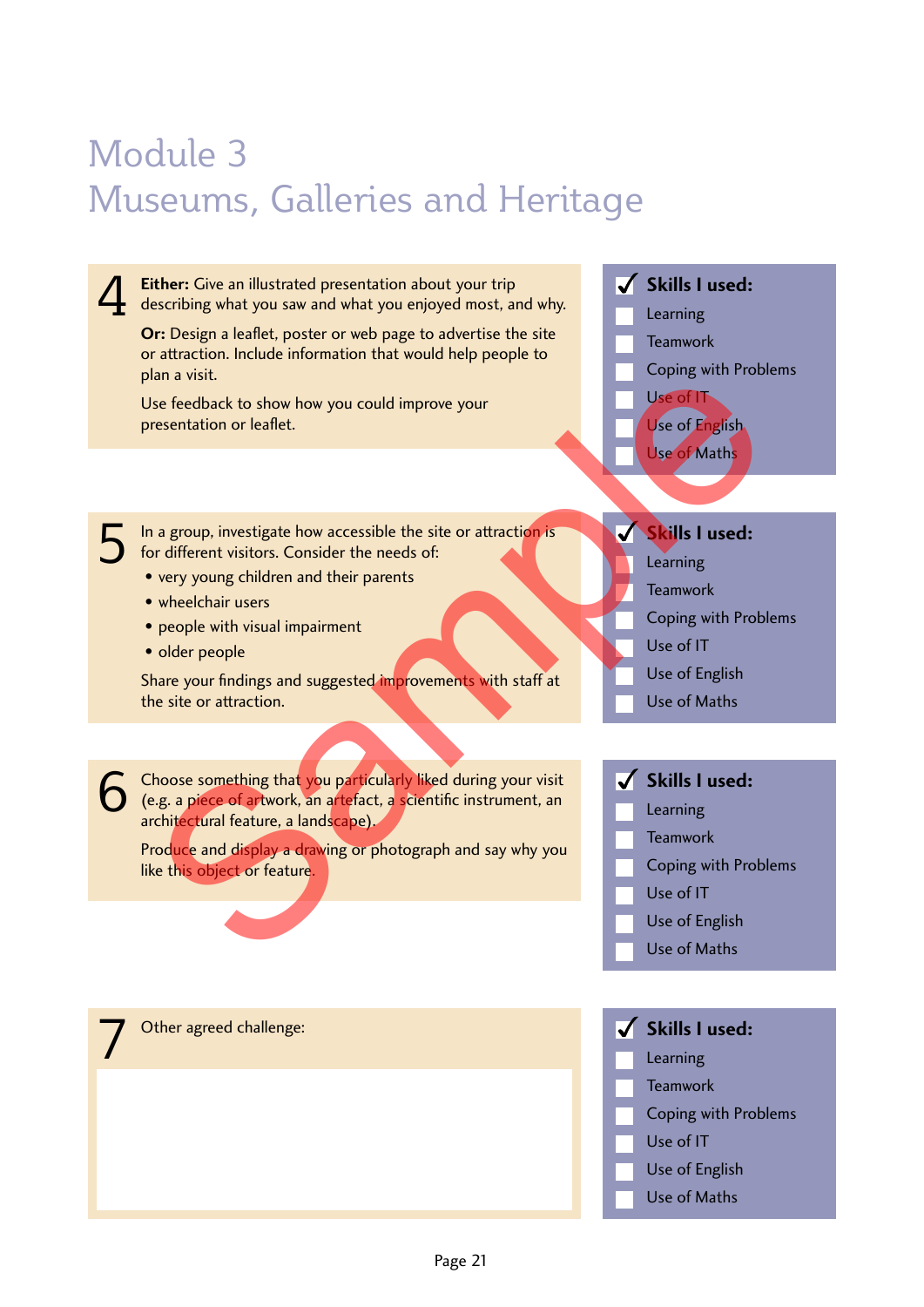# Module 3
# Museums, Galleries and Heritage

**4**

**Either:** Give an illustrated presentation about your trip describing what you saw and what you enjoyed most, and why.

**Or:** Design a leaflet, poster or web page to advertise the site or attraction. Include information that would help people to plan a visit.

Use feedback to show how you could improve your presentation or leaflet.

**✓ Skills I used:**

- ☐ Learning
- ☐ Teamwork
- ☐ Coping with Problems
- ☐ Use of IT
- ☐ Use of English
- ☐ Use of Maths

**5**

In a group, investigate how accessible the site or attraction is for different visitors. Consider the needs of:

- very young children and their parents
- wheelchair users
- people with visual impairment
- older people

Share your findings and suggested improvements with staff at the site or attraction.

**✓ Skills I used:**

- ☐ Learning
- ☐ Teamwork
- ☐ Coping with Problems
- ☐ Use of IT
- ☐ Use of English
- ☐ Use of Maths

**6**

Choose something that you particularly liked during your visit (e.g. a piece of artwork, an artefact, a scientific instrument, an architectural feature, a landscape).

Produce and display a drawing or photograph and say why you like this object or feature.

**✓ Skills I used:**

- ☐ Learning
- ☐ Teamwork
- ☐ Coping with Problems
- ☐ Use of IT
- ☐ Use of English
- ☐ Use of Maths

**7**

Other agreed challenge:

**✓ Skills I used:**

- ☐ Learning
- ☐ Teamwork
- ☐ Coping with Problems
- ☐ Use of IT
- ☐ Use of English
- ☐ Use of Maths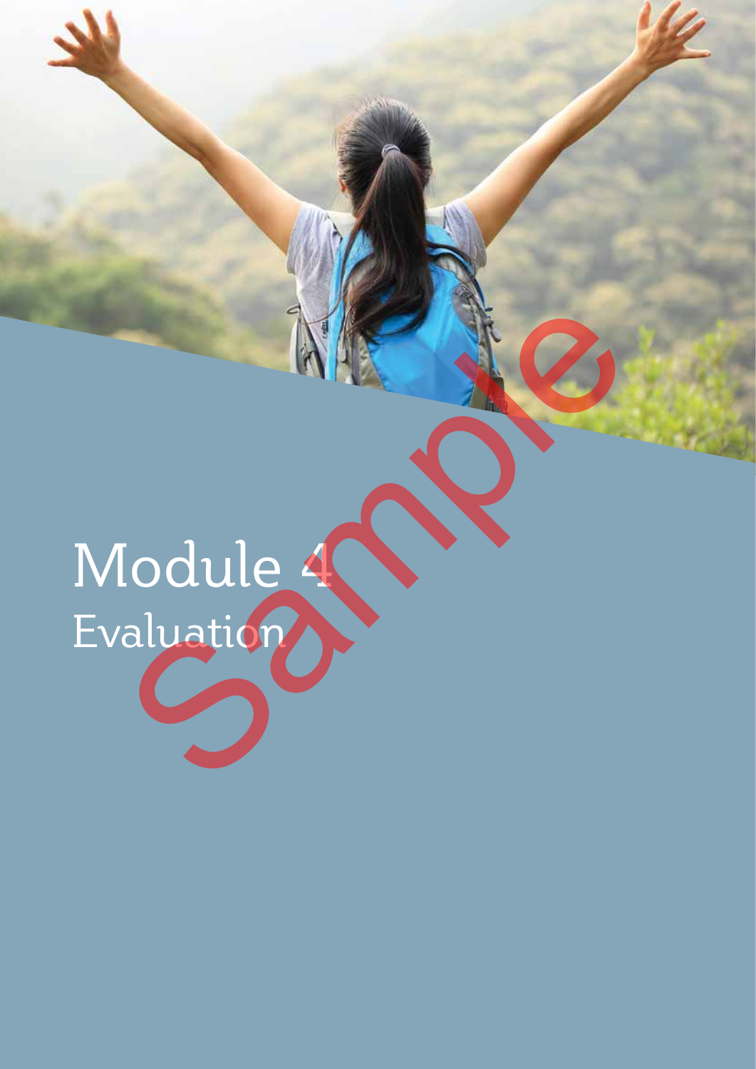# Module 4

## Evaluation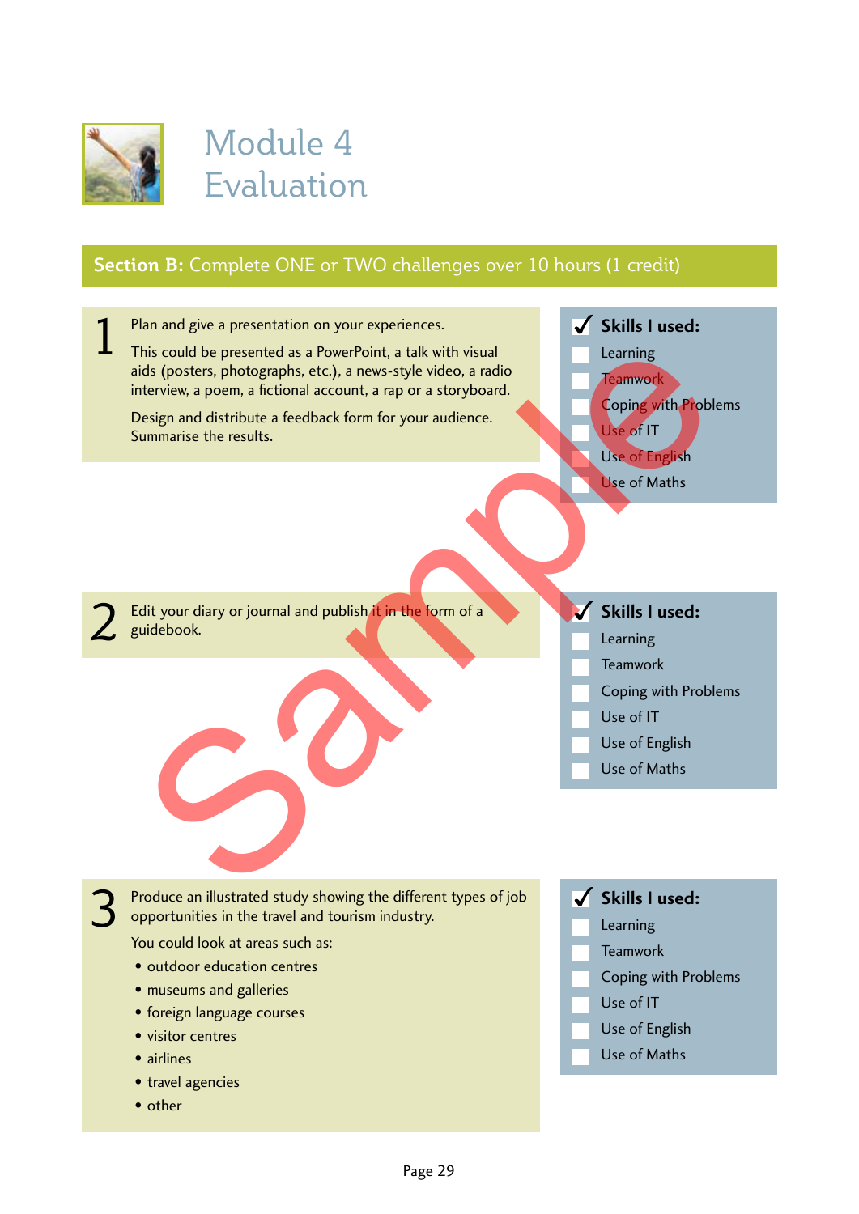# Module 4
## Evaluation

**Section B:** Complete ONE or TWO challenges over 10 hours (1 credit)

**1**

Plan and give a presentation on your experiences.

This could be presented as a PowerPoint, a talk with visual aids (posters, photographs, etc.), a news-style video, a radio interview, a poem, a fictional account, a rap or a storyboard.

Design and distribute a feedback form for your audience. Summarise the results.

**✓ Skills I used:**

- [ ] Learning
- [ ] Teamwork
- [ ] Coping with Problems
- [ ] Use of IT
- [ ] Use of English
- [ ] Use of Maths

**2**

Edit your diary or journal and publish it in the form of a guidebook.

**✓ Skills I used:**

- [ ] Learning
- [ ] Teamwork
- [ ] Coping with Problems
- [ ] Use of IT
- [ ] Use of English
- [ ] Use of Maths

**3**

Produce an illustrated study showing the different types of job opportunities in the travel and tourism industry.

You could look at areas such as:

- outdoor education centres
- museums and galleries
- foreign language courses
- visitor centres
- airlines
- travel agencies
- other

**✓ Skills I used:**

- [ ] Learning
- [ ] Teamwork
- [ ] Coping with Problems
- [ ] Use of IT
- [ ] Use of English
- [ ] Use of Maths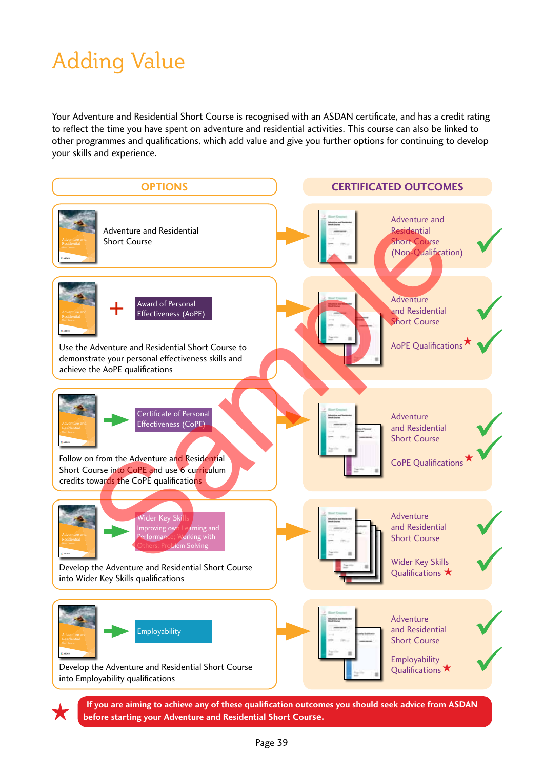# Adding Value

Your Adventure and Residential Short Course is recognised with an ASDAN certificate, and has a credit rating to reflect the time you have spent on adventure and residential activities. This course can also be linked to other programmes and qualifications, which add value and give you further options for continuing to develop your skills and experience.

| OPTIONS | CERTIFICATED OUTCOMES |
|---|---|
| Adventure and Residential Short Course | Adventure and Residential Short Course (Non-Qualification) ✓ |
| + Award of Personal Effectiveness (AoPE)<br>Use the Adventure and Residential Short Course to demonstrate your personal effectiveness skills and achieve the AoPE qualifications | Adventure and Residential Short Course ✓<br>AoPE Qualifications ★ ✓ |
| → Certificate of Personal Effectiveness (CoPE)<br>Follow on from the Adventure and Residential Short Course into CoPE and use 6 curriculum credits towards the CoPE qualifications | Adventure and Residential Short Course ✓<br>CoPE Qualifications ★ ✓ |
| → Wider Key Skills<br>Improving own Learning and Performance; Working with Others; Problem Solving<br>Develop the Adventure and Residential Short Course into Wider Key Skills qualifications | Adventure and Residential Short Course ✓<br>Wider Key Skills Qualifications ★ ✓ |
| → Employability<br>Develop the Adventure and Residential Short Course into Employability qualifications | Adventure and Residential Short Course ✓<br>Employability Qualifications ★ ✓ |

★ **If you are aiming to achieve any of these qualification outcomes you should seek advice from ASDAN before starting your Adventure and Residential Short Course.**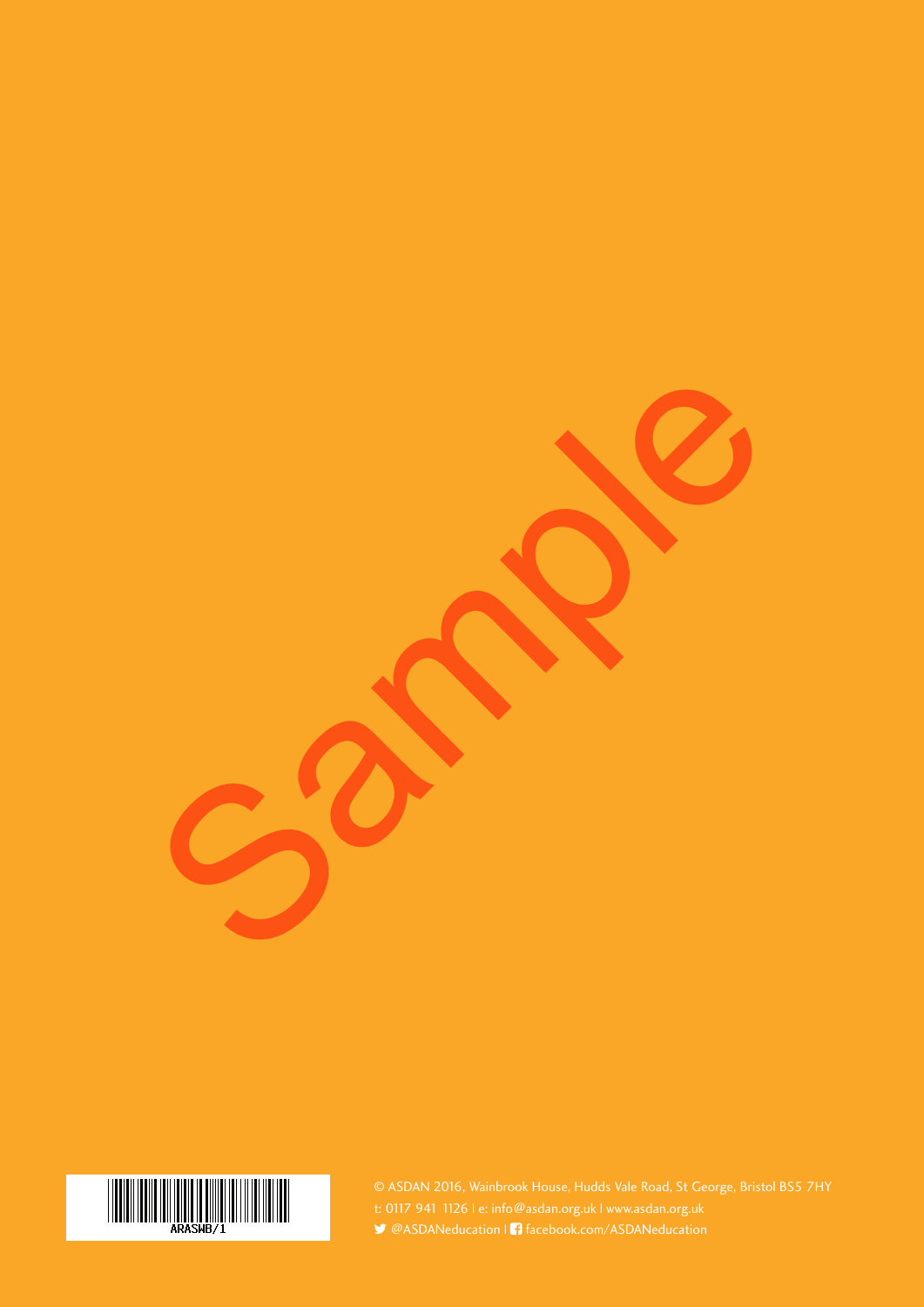Sample

ARASWB/1

© ASDAN 2016, Wainbrook House, Hudds Vale Road, St George, Bristol BS5 7HY
t: 0117 941 1126 | e: info@asdan.org.uk | www.asdan.org.uk
@ASDANeducation | facebook.com/ASDANeducation